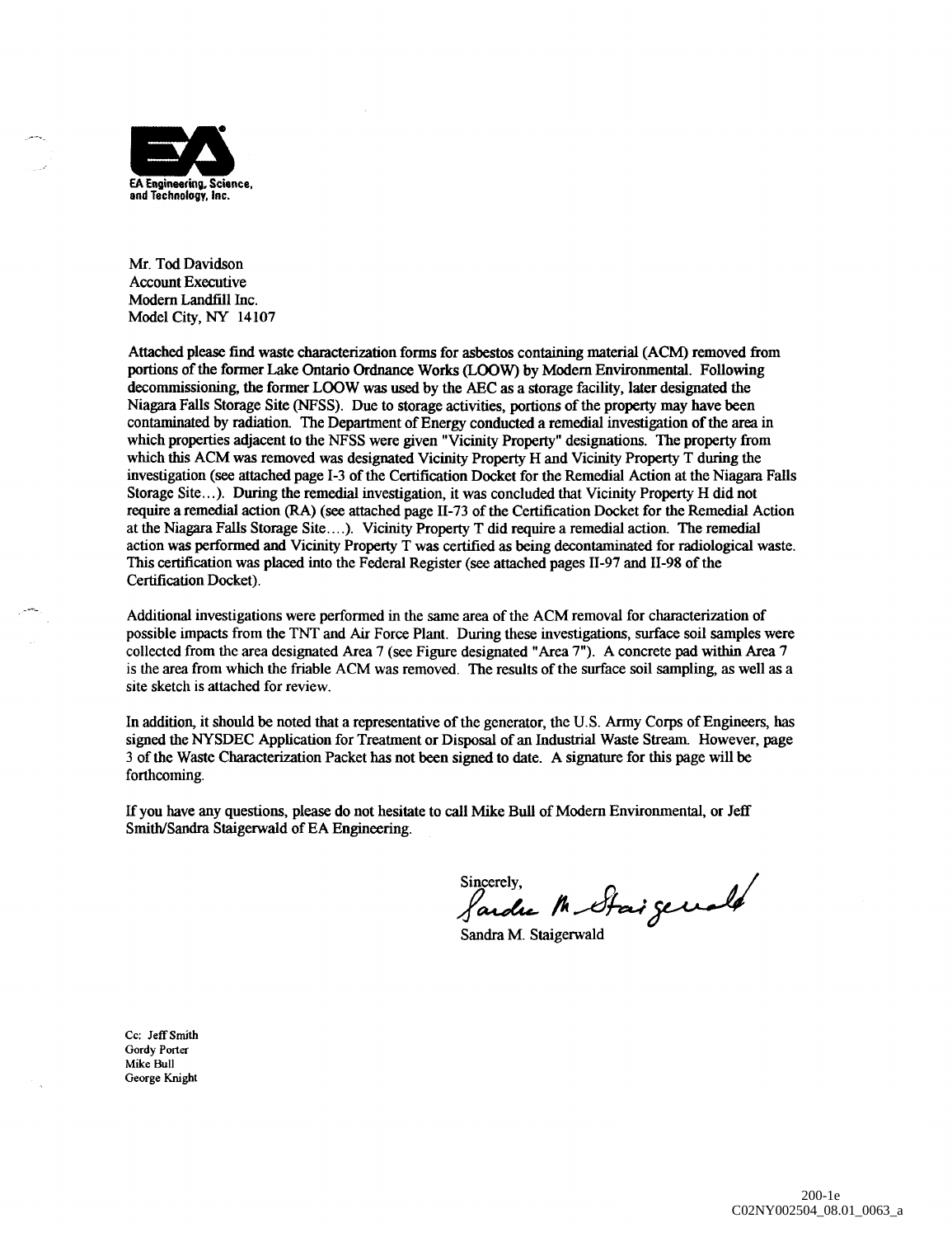EA Engineering, Science, and Technology, Inc.

Mr. Tod Davidson
Account Executive
Modern Landfill Inc.
Model City, NY 14107

Attached please find waste characterization forms for asbestos containing material (ACM) removed from portions of the former Lake Ontario Ordnance Works (LOOW) by Modern Environmental. Following decommissioning, the former LOOW was used by the AEC as a storage facility, later designated the Niagara Falls Storage Site (NFSS). Due to storage activities, portions of the property may have been contaminated by radiation. The Department of Energy conducted a remedial investigation of the area in which properties adjacent to the NFSS were given "Vicinity Property" designations. The property from which this ACM was removed was designated Vicinity Property H and Vicinity Property T during the investigation (see attached page I-3 of the Certification Docket for the Remedial Action at the Niagara Falls Storage Site…). During the remedial investigation, it was concluded that Vicinity Property H did not require a remedial action (RA) (see attached page II-73 of the Certification Docket for the Remedial Action at the Niagara Falls Storage Site….). Vicinity Property T did require a remedial action. The remedial action was performed and Vicinity Property T was certified as being decontaminated for radiological waste. This certification was placed into the Federal Register (see attached pages II-97 and II-98 of the Certification Docket).

Additional investigations were performed in the same area of the ACM removal for characterization of possible impacts from the TNT and Air Force Plant. During these investigations, surface soil samples were collected from the area designated Area 7 (see Figure designated "Area 7"). A concrete pad within Area 7 is the area from which the friable ACM was removed. The results of the surface soil sampling, as well as a site sketch is attached for review.

In addition, it should be noted that a representative of the generator, the U.S. Army Corps of Engineers, has signed the NYSDEC Application for Treatment or Disposal of an Industrial Waste Stream. However, page 3 of the Waste Characterization Packet has not been signed to date. A signature for this page will be forthcoming.

If you have any questions, please do not hesitate to call Mike Bull of Modern Environmental, or Jeff Smith/Sandra Staigerwald of EA Engineering.

Sincerely,

Sandra M. Staigerwald

Cc: Jeff Smith
Gordy Porter
Mike Bull
George Knight

200-1e
C02NY002504_08.01_0063_a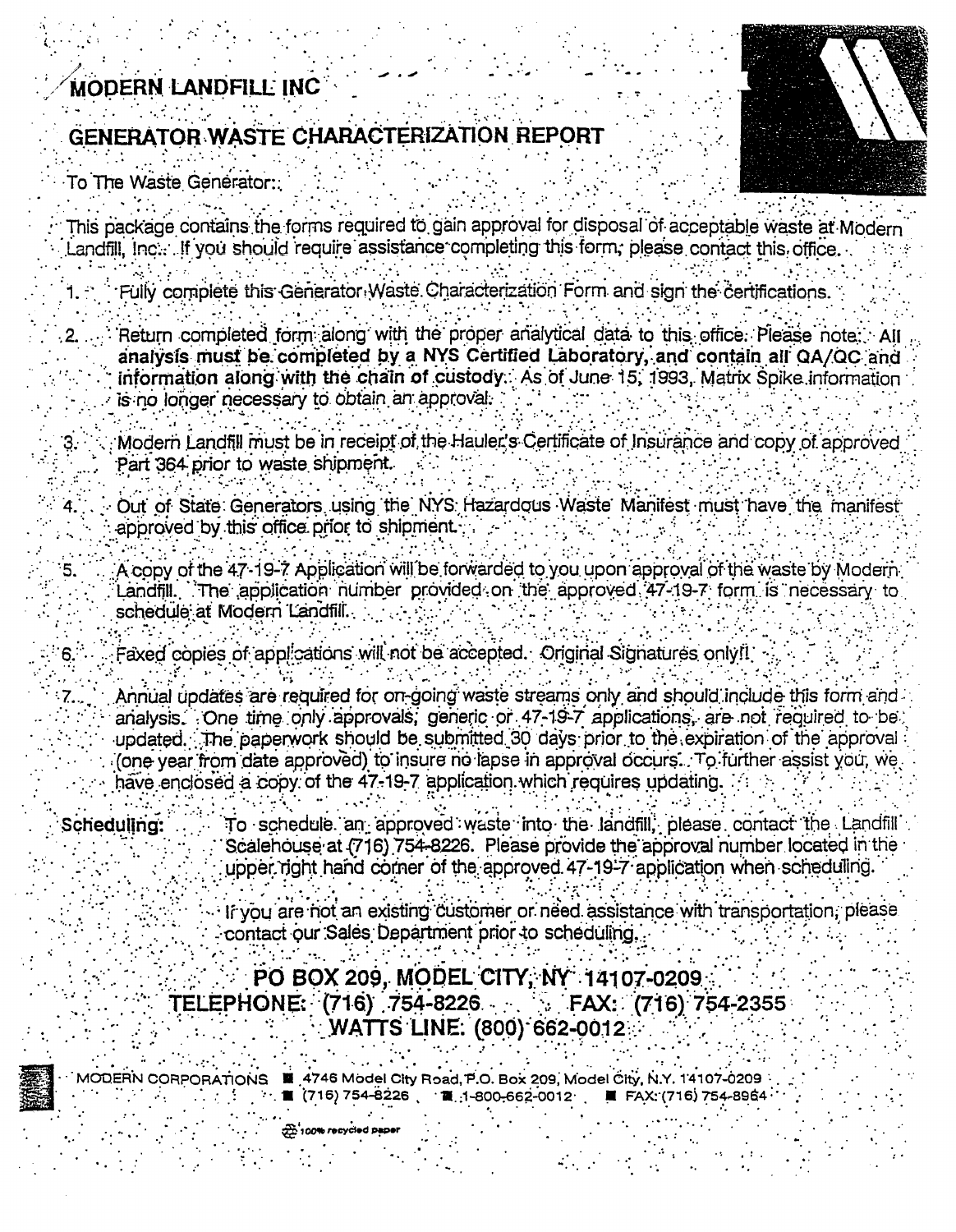# MODERN LANDFILL INC

## GENERATOR WASTE CHARACTERIZATION REPORT

To The Waste Generator:

This package contains the forms required to gain approval for disposal of acceptable waste at Modern Landfill, Inc. If you should require assistance completing this form, please contact this office.

1. Fully complete this Generator Waste Characterization Form and sign the certifications.

2. Return completed form along with the proper analytical data to this office. Please note: **All analysis must be completed by a NYS Certified Laboratory, and contain all QA/QC and information along with the chain of custody.** As of June 15, 1993, Matrix Spike information is no longer necessary to obtain an approval.

3. Modern Landfill must be in receipt of the Hauler's Certificate of Insurance and copy of approved Part 364 prior to waste shipment.

4. Out of State Generators using the NYS Hazardous Waste Manifest must have the manifest approved by this office prior to shipment.

5. A copy of the 47-19-7 Application will be forwarded to you upon approval of the waste by Modern Landfill. The application number provided on the approved 47-19-7 form is necessary to schedule at Modern Landfill.

6. Faxed copies of applications will not be accepted. Original Signatures only!!

7. Annual updates are required for on-going waste streams only and should include this form and analysis. One time only approvals, generic or 47-19-7 applications, are not required to be updated. The paperwork should be submitted 30 days prior to the expiration of the approval (one year from date approved) to insure no lapse in approval occurs. To further assist you, we have enclosed a copy of the 47-19-7 application which requires updating.

**Scheduling:** To schedule an approved waste into the landfill, please contact the Landfill Scalehouse at (716) 754-8226. Please provide the approval number located in the upper right hand corner of the approved 47-19-7 application when scheduling.

If you are not an existing customer or need assistance with transportation, please contact our Sales Department prior to scheduling.

**PO BOX 209, MODEL CITY, NY 14107-0209**
**TELEPHONE: (716) 754-8226 FAX: (716) 754-2355**
**WATTS LINE: (800) 662-0012**

MODERN CORPORATIONS ■ 4746 Model City Road, P.O. Box 209, Model City, N.Y. 14107-0209
■ (716) 754-8226 ■ 1-800-662-0012 ■ FAX: (716) 754-8964

100% recycled paper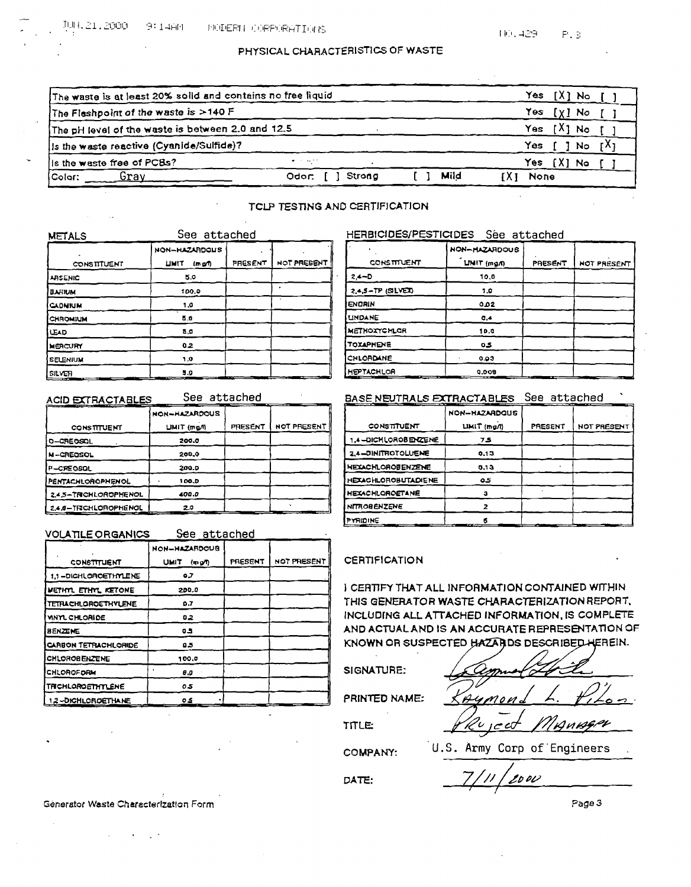## PHYSICAL CHARACTERISTICS OF WASTE

| | |
|---|---|
| The waste is at least 20% solid and contains no free liquid | Yes [X] No [ ] |
| The Flashpoint of the waste is >140 F | Yes [X] No [ ] |
| The pH level of the waste is between 2.0 and 12.5 | Yes [X] No [ ] |
| Is the waste reactive (Cyanide/Sulfide)? | Yes [ ] No [X] |
| Is the waste free of PCBs? | Yes [X] No [ ] |
| Color: Gray | Odor: [ ] Strong [ ] Mild [X] None |

## TCLP TESTING AND CERTIFICATION

**METALS** See attached

| CONSTITUENT | NON-HAZARDOUS LIMIT (mg/l) | PRESENT | NOT PRESENT |
|---|---|---|---|
| ARSENIC | 5.0 | | |
| BARIUM | 100.0 | | |
| CADMIUM | 1.0 | | |
| CHROMIUM | 5.0 | | |
| LEAD | 5.0 | | |
| MERCURY | 0.2 | | |
| SELENIUM | 1.0 | | |
| SILVER | 5.0 | | |

**HERBICIDES/PESTICIDES** See attached

| CONSTITUENT | NON-HAZARDOUS LIMIT (mg/l) | PRESENT | NOT PRESENT |
|---|---|---|---|
| 2,4-D | 10.0 | | |
| 2,4,5-TP (SILVEX) | 1.0 | | |
| ENDRIN | 0.02 | | |
| LINDANE | 0.4 | | |
| METHOXYCHLOR | 10.0 | | |
| TOXAPHENE | 0.5 | | |
| CHLORDANE | 0.03 | | |
| HEPTACHLOR | 0.008 | | |

**ACID EXTRACTABLES** See attached

| CONSTITUENT | NON-HAZARDOUS LIMIT (mg/l) | PRESENT | NOT PRESENT |
|---|---|---|---|
| O-CREOSOL | 200.0 | | |
| M-CREOSOL | 200.0 | | |
| P-CREOSOL | 200.0 | | |
| PENTACHLOROPHENOL | 100.0 | | |
| 2,4,5-TRICHLOROPHENOL | 400.0 | | |
| 2,4,6-TRICHLOROPHENOL | 2.0 | | |

**BASE NEUTRALS EXTRACTABLES** See attached

| CONSTITUENT | NON-HAZARDOUS LIMIT (mg/l) | PRESENT | NOT PRESENT |
|---|---|---|---|
| 1,4-DICHLOROBENZENE | 7.5 | | |
| 2,4-DINITROTOLUENE | 0.13 | | |
| HEXACHLOROBENZENE | 0.13 | | |
| HEXACHLOROBUTADIENE | 0.5 | | |
| HEXACHLOROETANE | 3 | | |
| NITROBENZENE | 2 | | |
| PYRIDINE | 5 | | |

**VOLATILE ORGANICS** See attached

| CONSTITUENT | NON-HAZARDOUS LIMIT (mg/l) | PRESENT | NOT PRESENT |
|---|---|---|---|
| 1,1-DICHLOROETHYLENE | 0.7 | | |
| METHYL ETHYL KETONE | 200.0 | | |
| TETRACHLOROETHYLENE | 0.7 | | |
| VINYL CHLORIDE | 0.2 | | |
| BENZENE | 0.5 | | |
| CARBON TETRACHLORIDE | 0.5 | | |
| CHLOROBENZENE | 100.0 | | |
| CHLOROFORM | 6.0 | | |
| TRICHLOROETHYLENE | 0.5 | | |
| 1,2-DICHLOROETHANE | 0.5 | | |

### CERTIFICATION

I CERTIFY THAT ALL INFORMATION CONTAINED WITHIN THIS GENERATOR WASTE CHARACTERIZATION REPORT, INCLUDING ALL ATTACHED INFORMATION, IS COMPLETE AND ACTUAL AND IS AN ACCURATE REPRESENTATION OF KNOWN OR SUSPECTED HAZARDS DESCRIBED HEREIN.

SIGNATURE: [signature]

PRINTED NAME: Raymond L. Pilon

TITLE: Project Manager

COMPANY: U.S. Army Corp of Engineers

DATE: 7/11/2000

Generator Waste Characterization Form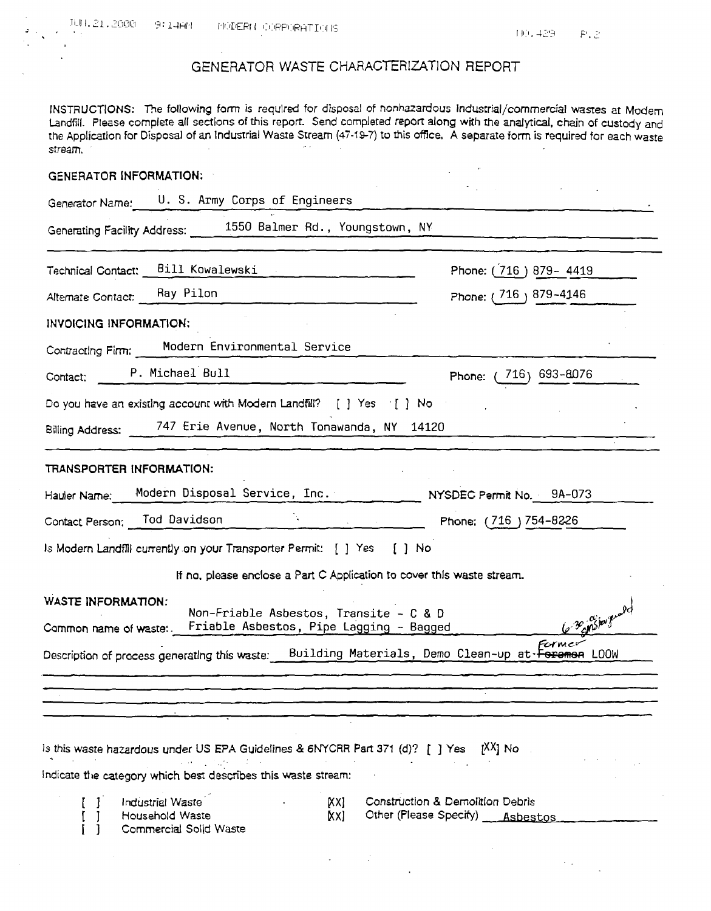# GENERATOR WASTE CHARACTERIZATION REPORT

INSTRUCTIONS: The following form is required for disposal of nonhazardous industrial/commercial wastes at Modern Landfill. Please complete all sections of this report. Send completed report along with the analytical, chain of custody and the Application for Disposal of an Industrial Waste Stream (47-19-7) to this office. A separate form is required for each waste stream.

**GENERATOR INFORMATION:**

Generator Name: U. S. Army Corps of Engineers

Generating Facility Address: 1550 Balmer Rd., Youngstown, NY

Technical Contact: Bill Kowalewski Phone: (716) 879- 4419

Alternate Contact: Ray Pilon Phone: (716) 879-4146

**INVOICING INFORMATION:**

Contracting Firm: Modern Environmental Service

Contact: P. Michael Bull Phone: (716) 693-8076

Do you have an existing account with Modern Landfill? [ ] Yes [ ] No

Billing Address: 747 Erie Avenue, North Tonawanda, NY 14120

**TRANSPORTER INFORMATION:**

Hauler Name: Modern Disposal Service, Inc. NYSDEC Permit No. 9A-073

Contact Person: Tod Davidson Phone: (716) 754-8226

Is Modern Landfill currently on your Transporter Permit: [ ] Yes [ ] No

If no, please enclose a Part C Application to cover this waste stream.

**WASTE INFORMATION:**

Common name of waste: Non-Friable Asbestos, Transite - C & D
Friable Asbestos, Pipe Lagging - Bagged 6-30 original

Description of process generating this waste: Building Materials, Demo Clean-up at ~~Foremen~~ Former LOOW

Is this waste hazardous under US EPA Guidelines & 6NYCRR Part 371 (d)? [ ] Yes [XX] No

Indicate the category which best describes this waste stream:

[ ] Industrial Waste
[ ] Household Waste
[ ] Commercial Solid Waste
[XX] Construction & Demolition Debris
[XX] Other (Please Specify) Asbestos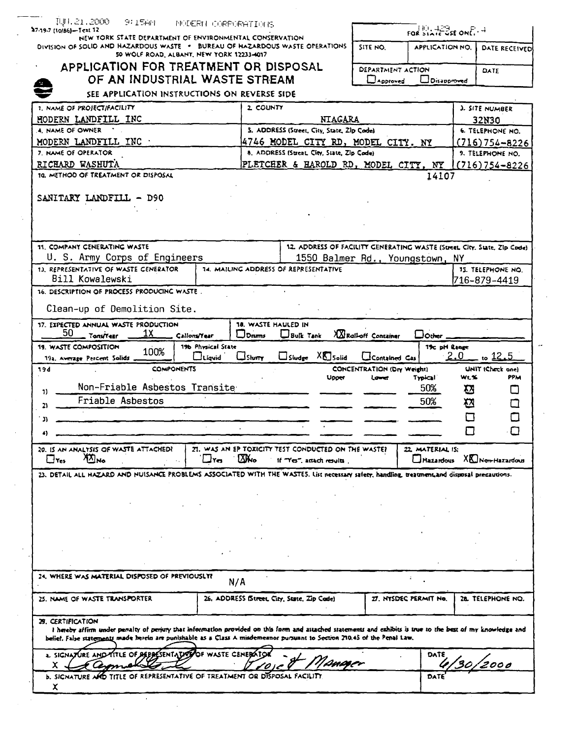JUN.21.2000 9:15AM MODERN CORPORATIONS

47-19-7 (10/86)—Text 12

NEW YORK STATE DEPARTMENT OF ENVIRONMENTAL CONSERVATION
DIVISION OF SOLID AND HAZARDOUS WASTE • BUREAU OF HAZARDOUS WASTE OPERATIONS
50 WOLF ROAD, ALBANY, NEW YORK 12233-4017

# APPLICATION FOR TREATMENT OR DISPOSAL OF AN INDUSTRIAL WASTE STREAM

SEE APPLICATION INSTRUCTIONS ON REVERSE SIDE

| FOR STATE USE ONLY | | |
|---|---|---|
| SITE NO. | APPLICATION NO. | DATE RECEIVED |
| DEPARTMENT ACTION ☐ Approved ☐ Disapproved | | DATE |

| 1. NAME OF PROJECT/FACILITY | 2. COUNTY | 3. SITE NUMBER |
|---|---|---|
| MODERN LANDFILL INC | NIAGARA | 32N30 |
| 4. NAME OF OWNER | 5. ADDRESS (Street, City, State, Zip Code) | 6. TELEPHONE NO. |
| MODERN LANDFILL INC | 4746 MODEL CITY RD, MODEL CITY, NY | (716)754-8226 |
| 7. NAME OF OPERATOR | 8. ADDRESS (Street, City, State, Zip Code) | 9. TELEPHONE NO. |
| RICHARD WASHUTA | FLETCHER & HAROLD RD, MODEL CITY, NY 14107 | (716)754-8226 |

10. METHOD OF TREATMENT OR DISPOSAL

SANITARY LANDFILL - D90

| 11. COMPANY GENERATING WASTE | 12. ADDRESS OF FACILITY GENERATING WASTE (Street, City, State, Zip Code) | |
|---|---|---|
| U. S. Army Corps of Engineers | 1550 Balmer Rd., Youngstown, NY | |
| 13. REPRESENTATIVE OF WASTE GENERATOR | 14. MAILING ADDRESS OF REPRESENTATIVE | 15. TELEPHONE NO. |
| Bill Kowalewski | | 716-879-4419 |

16. DESCRIPTION OF PROCESS PRODUCING WASTE

Clean-up of Demolition Site.

17. EXPECTED ANNUAL WASTE PRODUCTION: 50 Tons/Year 1X Gallons/Year

18. WASTE HAULED IN: ☐ Drums ☐ Bulk Tank ☒ Roll-off Container ☐ Other

19. WASTE COMPOSITION
19a. Average Percent Solids: 100%
19b. Physical State: ☐ Liquid ☐ Slurry ☐ Sludge ☒ Solid ☐ Contained Gas
19c. pH Range: 2.0 to 12.5

| 19d | COMPONENTS | Upper | Lower | Typical | WT.% | PPM |
|---|---|---|---|---|---|---|
| 1) | Non-Friable Asbestos Transite | | | 50% | ☒ | ☐ |
| 2) | Friable Asbestos | | | 50% | ☒ | ☐ |
| 3) | | | | | ☐ | ☐ |
| 4) | | | | | ☐ | ☐ |

20. IS AN ANALYSIS OF WASTE ATTACHED? ☐ Yes ☒ No

21. WAS AN EP TOXICITY TEST CONDUCTED ON THE WASTE? ☐ Yes ☒ No If "Yes", attach results.

22. MATERIAL IS: ☐ Hazardous ☒ Non-Hazardous

23. DETAIL ALL HAZARD AND NUISANCE PROBLEMS ASSOCIATED WITH THE WASTES. List necessary safety, handling, treatment, and disposal precautions.

24. WHERE WAS MATERIAL DISPOSED OF PREVIOUSLY? N/A

| 25. NAME OF WASTE TRANSPORTER | 26. ADDRESS (Street, City, State, Zip Code) | 27. NYSDEC PERMIT No. | 28. TELEPHONE NO. |
|---|---|---|---|
| | | | |

29. CERTIFICATION

I hereby affirm under penalty of perjury that information provided on this form and attached statements and exhibits is true to the best of my knowledge and belief. False statements made herein are punishable as a Class A misdemeanor pursuant to Section 210.45 of the Penal Law.

a. SIGNATURE AND TITLE OF REPRESENTATIVE OF WASTE GENERATOR
X [signature] Project Manager — DATE 6/30/2000

b. SIGNATURE AND TITLE OF REPRESENTATIVE OF TREATMENT OR DISPOSAL FACILITY — DATE
X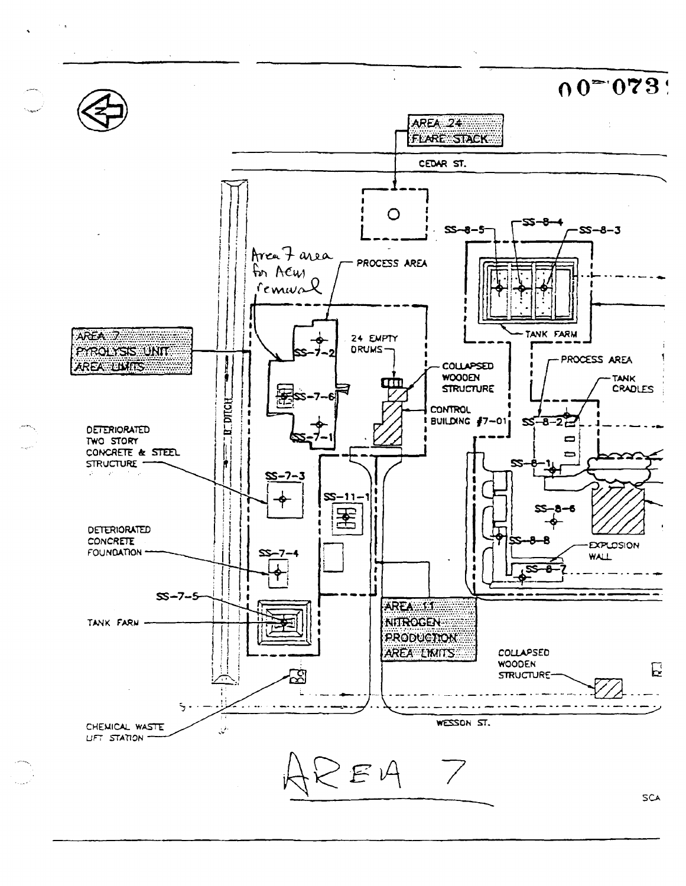00-073

AREA 24
FLARE STACK

CEDAR ST.

SS-8-5

SS-8-4

SS-8-3

Area 7 area for ACM removal

PROCESS AREA

TANK FARM

AREA 7
PYROLYSIS UNIT
AREA LIMITS

SS-7-2

24 EMPTY DRUMS

COLLAPSED WOODEN STRUCTURE

PROCESS AREA

TANK CRADLES

SS-7-6

DITCH

CONTROL BUILDING #7-01

SS-8-2

DETERIORATED TWO STORY CONCRETE & STEEL STRUCTURE

SS-7-1

SS-8-1

SS-7-3

SS-11-1

SS-8-6

DETERIORATED CONCRETE FOUNDATION

SS-7-4

SS-8-8

EXPLOSION WALL

SS-8-7

SS-7-5

TANK FARM

AREA 11
NITROGEN PRODUCTION
AREA LIMITS

COLLAPSED WOODEN STRUCTURE

CHEMICAL WASTE LIFT STATION

WESSON ST.

AREA 7

SCA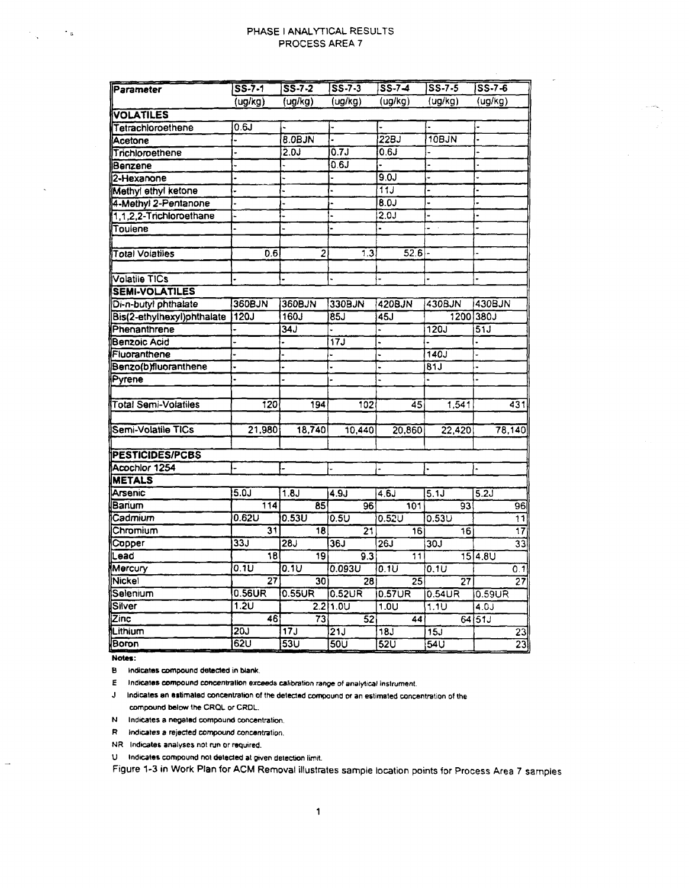# PHASE I ANALYTICAL RESULTS
## PROCESS AREA 7

| Parameter | SS-7-1 | SS-7-2 | SS-7-3 | SS-7-4 | SS-7-5 | SS-7-6 |
|---|---|---|---|---|---|---|
| | (ug/kg) | (ug/kg) | (ug/kg) | (ug/kg) | (ug/kg) | (ug/kg) |
| **VOLATILES** | | | | | | |
| Tetrachloroethene | 0.6J | - | - | - | - | - |
| Acetone | - | 8.0BJN | - | 22BJ | 10BJN | - |
| Trichloroethene | - | 2.0J | 0.7J | 0.6J | - | - |
| Benzene | - | - | 0.6J | - | - | - |
| 2-Hexanone | - | - | - | 9.0J | - | - |
| Methyl ethyl ketone | - | - | - | 11J | - | - |
| 4-Methyl 2-Pentanone | - | - | - | 8.0J | - | - |
| 1,1,2,2-Trichloroethane | - | - | - | 2.0J | - | - |
| Toulene | - | - | - | - | - | - |
| Total Volatiles | 0.6 | 2 | 1.3 | 52.6 | - | - |
| Volatile TICs | - | - | - | - | - | - |
| **SEMI-VOLATILES** | | | | | | |
| Di-n-butyl phthalate | 360BJN | 360BJN | 330BJN | 420BJN | 430BJN | 430BJN |
| Bis(2-ethylhexyl)phthalate | 120J | 160J | 85J | 45J | 1200 | 380J |
| Phenanthrene | - | 34J | - | - | 120J | 51J |
| Benzoic Acid | - | - | 17J | - | - | - |
| Fluoranthene | - | - | - | - | 140J | - |
| Benzo(b)fluoranthene | - | - | - | - | 81J | - |
| Pyrene | - | - | - | - | - | - |
| Total Semi-Volatiles | 120 | 194 | 102 | 45 | 1,541 | 431 |
| Semi-Volatile TICs | 21,980 | 18,740 | 10,440 | 20,860 | 22,420 | 78,140 |
| **PESTICIDES/PCBS** | | | | | | |
| Acochlor 1254 | - | - | - | - | - | - |
| **METALS** | | | | | | |
| Arsenic | 5.0J | 1.8J | 4.9J | 4.6J | 5.1J | 5.2J |
| Barium | 114 | 85 | 96 | 101 | 93 | 96 |
| Cadmium | 0.62U | 0.53U | 0.5U | 0.52U | 0.53U | 11 |
| Chromium | 31 | 18 | 21 | 16 | 16 | 17 |
| Copper | 33J | 28J | 36J | 26J | 30J | 33 |
| Lead | 18 | 19 | 9.3 | 11 | 15 | 4.8U |
| Mercury | 0.1U | 0.1U | 0.093U | 0.1U | 0.1U | 0.1 |
| Nickel | 27 | 30 | 28 | 25 | 27 | 27 |
| Selenium | 0.56UR | 0.55UR | 0.52UR | 0.57UR | 0.54UR | 0.59UR |
| Silver | 1.2U | 2.2 | 1.0U | 1.0U | 1.1U | 4.0J |
| Zinc | 46 | 73 | 52 | 44 | 64 | 51J |
| Lithium | 20J | 17J | 21J | 18J | 15J | 23 |
| Boron | 62U | 53U | 50U | 52U | 54U | 23 |

**Notes:**

B Indicates compound detected in blank.

E Indicates compound concentration exceeds calibration range of analytical instrument.

J Indicates an estimated concentration of the detected compound or an estimated concentration of the compound below the CRQL or CRDL.

N Indicates a negated compound concentration.

R Indicates a rejected compound concentration.

NR Indicates analyses not run or required.

U Indicates compound not detected at given detection limit.

Figure 1-3 in Work Plan for ACM Removal illustrates sample location points for Process Area 7 samples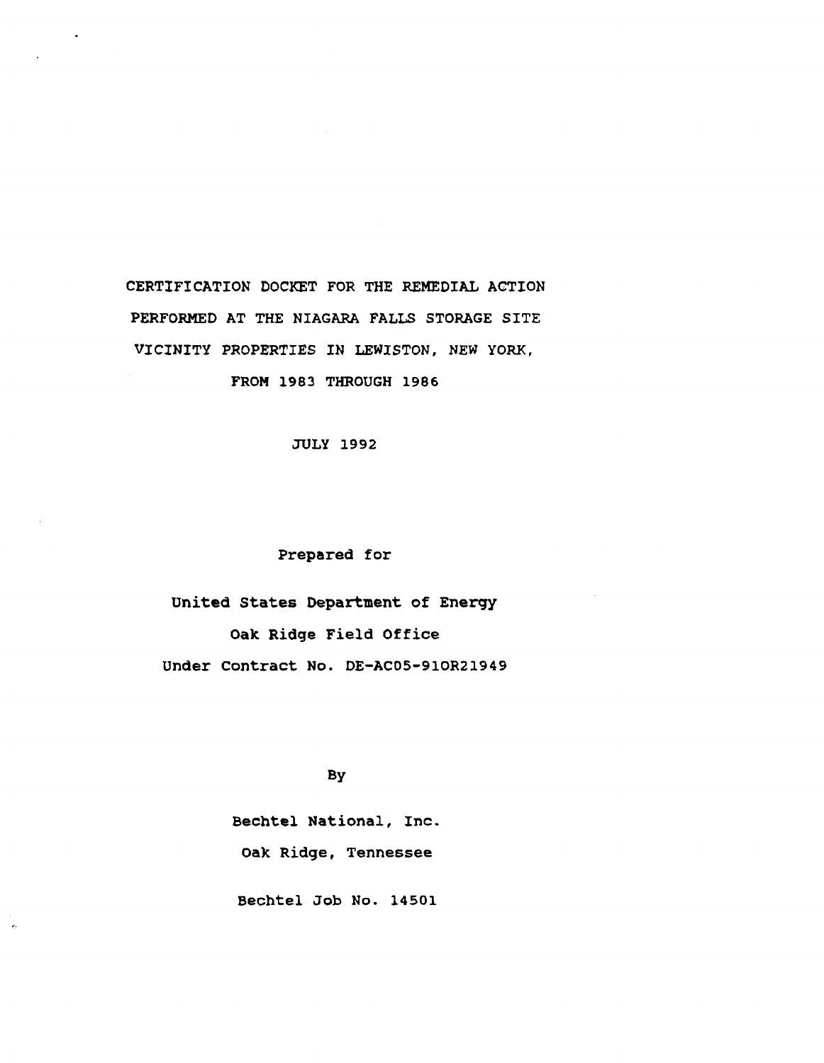# CERTIFICATION DOCKET FOR THE REMEDIAL ACTION PERFORMED AT THE NIAGARA FALLS STORAGE SITE VICINITY PROPERTIES IN LEWISTON, NEW YORK, FROM 1983 THROUGH 1986

JULY 1992

Prepared for

United States Department of Energy

Oak Ridge Field Office

Under Contract No. DE-AC05-91OR21949

By

Bechtel National, Inc.

Oak Ridge, Tennessee

Bechtel Job No. 14501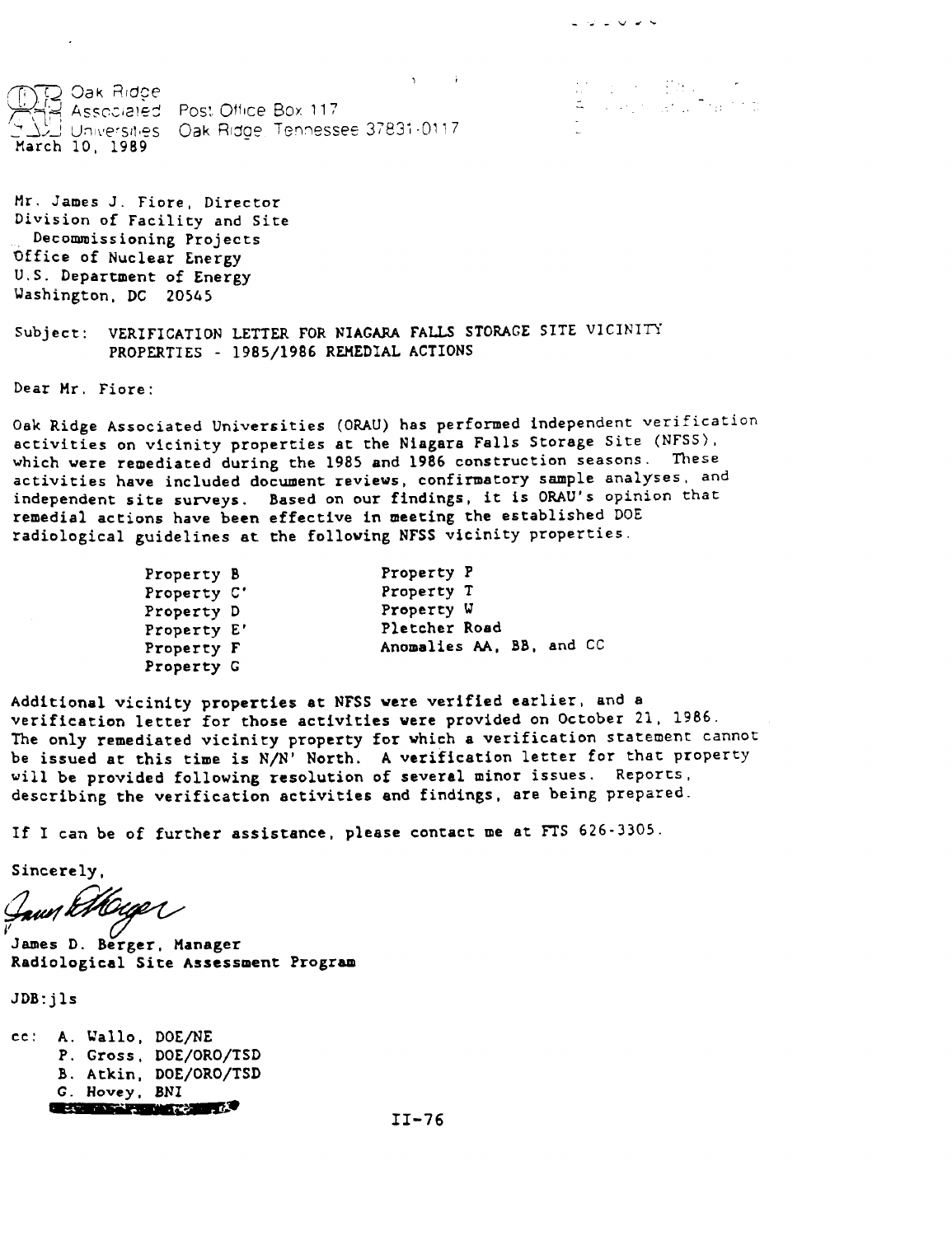Oak Ridge Associated Universities Post Office Box 117 Oak Ridge Tennessee 37831-0117

March 10, 1989

Mr. James J. Fiore, Director
Division of Facility and Site
Decommissioning Projects
Office of Nuclear Energy
U.S. Department of Energy
Washington, DC 20545

Subject: VERIFICATION LETTER FOR NIAGARA FALLS STORAGE SITE VICINITY PROPERTIES - 1985/1986 REMEDIAL ACTIONS

Dear Mr. Fiore:

Oak Ridge Associated Universities (ORAU) has performed independent verification activities on vicinity properties at the Niagara Falls Storage Site (NFSS), which were remediated during the 1985 and 1986 construction seasons. These activities have included document reviews, confirmatory sample analyses, and independent site surveys. Based on our findings, it is ORAU's opinion that remedial actions have been effective in meeting the established DOE radiological guidelines at the following NFSS vicinity properties.

| | |
|---|---|
| Property B | Property P |
| Property C' | Property T |
| Property D | Property W |
| Property E' | Pletcher Road |
| Property F | Anomalies AA, BB, and CC |
| Property G | |

Additional vicinity properties at NFSS were verified earlier, and a verification letter for those activities were provided on October 21, 1986. The only remediated vicinity property for which a verification statement cannot be issued at this time is N/N' North. A verification letter for that property will be provided following resolution of several minor issues. Reports, describing the verification activities and findings, are being prepared.

If I can be of further assistance, please contact me at FTS 626-3305.

Sincerely,

James D. Berger, Manager
Radiological Site Assessment Program

JDB:jls

cc: A. Wallo, DOE/NE
P. Gross, DOE/ORO/TSD
B. Atkin, DOE/ORO/TSD
G. Hovey, BNI

II-76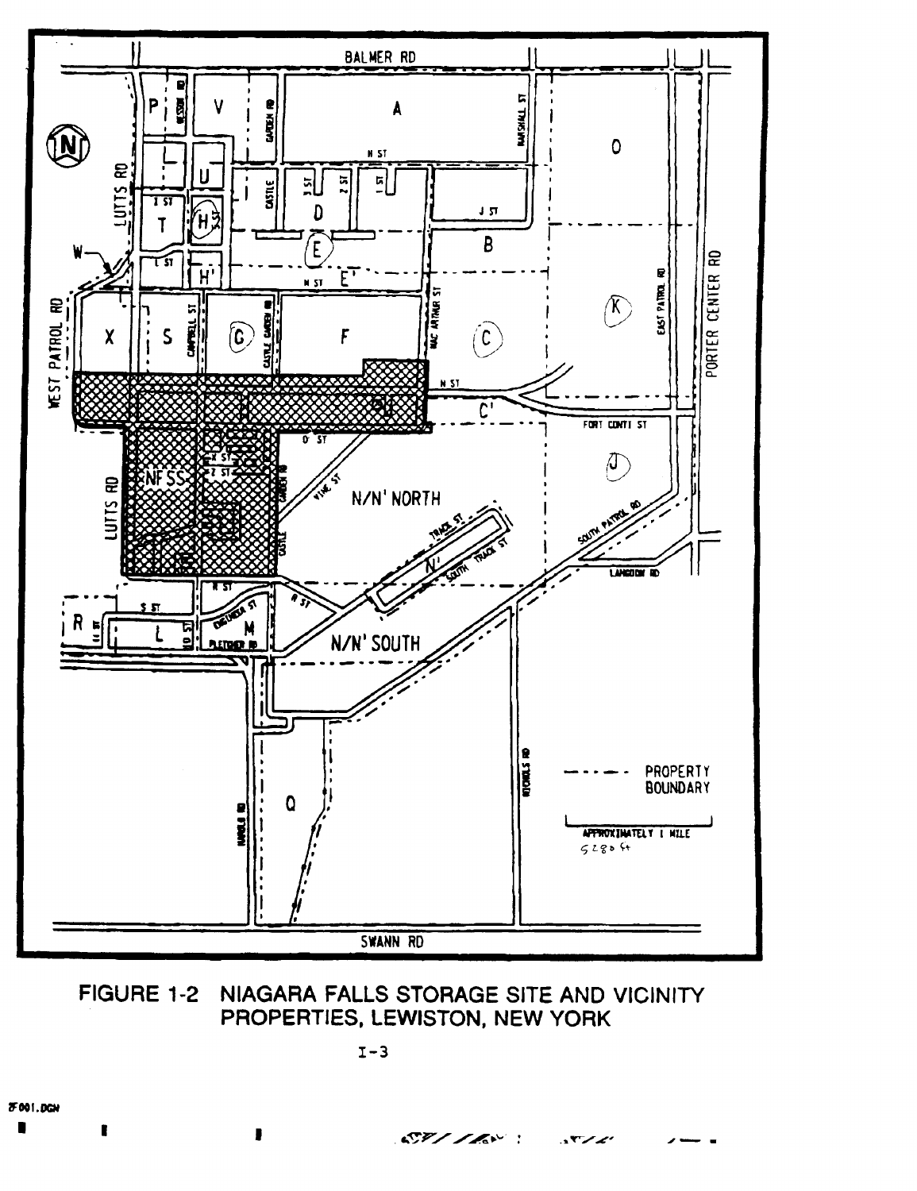FIGURE 1-2 NIAGARA FALLS STORAGE SITE AND VICINITY PROPERTIES, LEWISTON, NEW YORK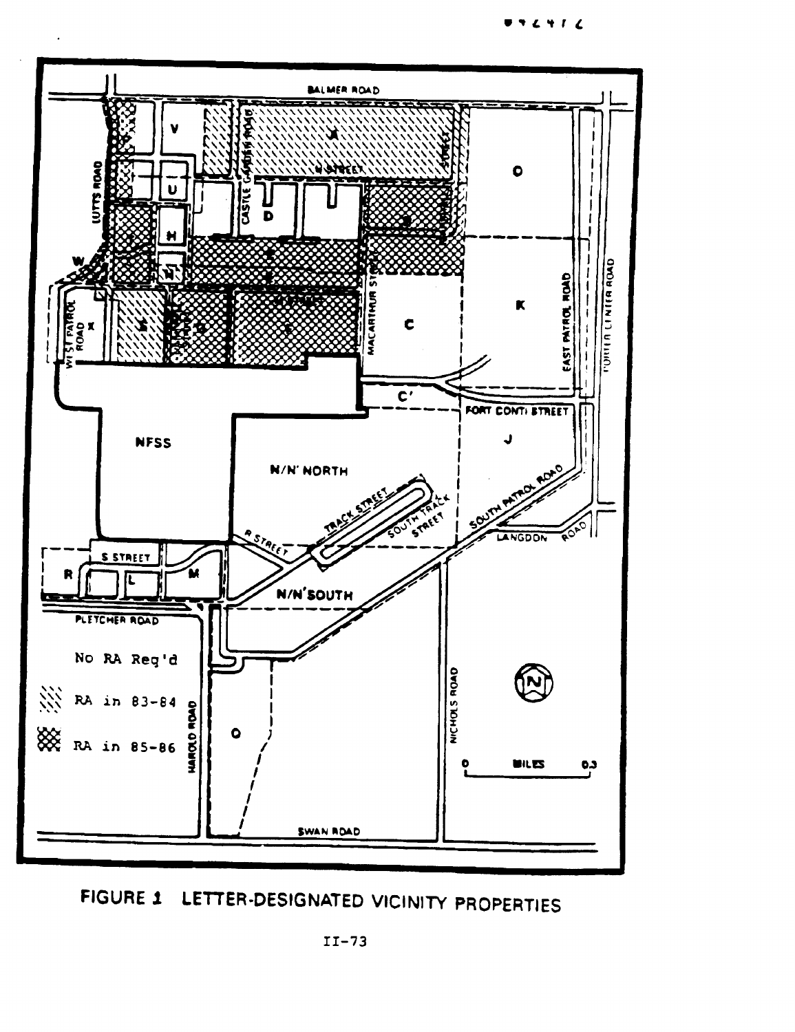BALMER ROAD

LUTTS ROAD

CASTLE GARDEN ROAD

N STREET

MACARTHUR STREET

EAST PATROL ROAD

PORTER CENTER ROAD

WEST PATROL ROAD

FORT CONTI STREET

NFSS

N/N' NORTH

TRACK STREET

SOUTH TRACK STREET

SOUTH PATROL ROAD

LANGDON ROAD

R STREET

S STREET

N/N' SOUTH

FLETCHER ROAD

HAROLD ROAD

NICHOLS ROAD

SWAN ROAD

V, U, H, W, X, D, C, C', K, J, R, L, M, O

No RA Req'd

RA in 83-84

RA in 85-86

0 MILES 0.3

FIGURE 1 LETTER-DESIGNATED VICINITY PROPERTIES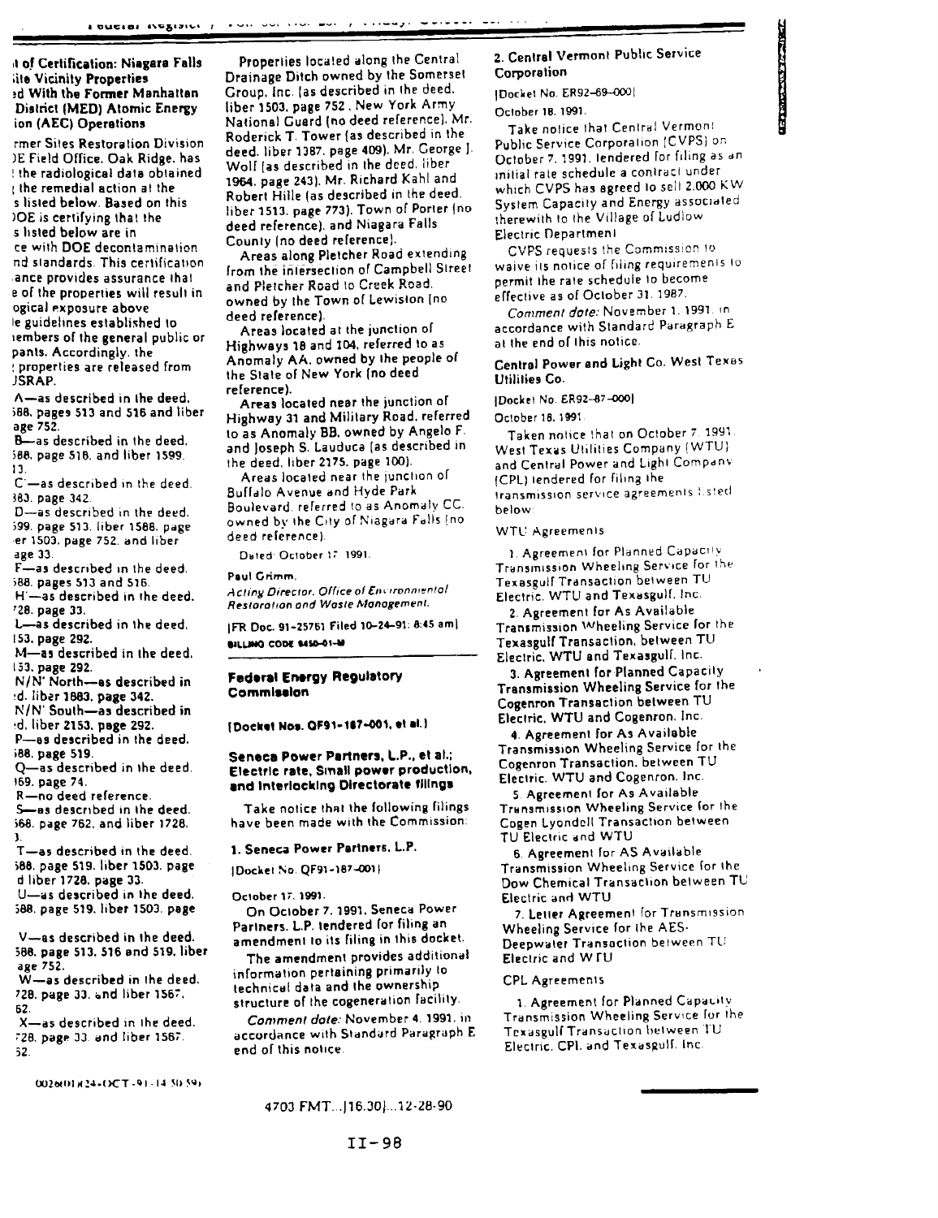## ...t of Certification: Niagara Falls ...ite Vicinity Properties ...ed With the Former Manhattan District (MED) Atomic Energy ...ion (AEC) Operations

...rmer Sites Restoration Division ...DE Field Office, Oak Ridge, has ... the radiological data obtained ... the remedial action at the ...s listed below. Based on this ...DOE is certifying that the ...s listed below are in ...ce with DOE decontamination ...nd standards. This certification ...ance provides assurance that ...e of the properties will result in ...ogical exposure above ...le guidelines established to ...embers of the general public or ...pants. Accordingly, the ... properties are released from ...JSRAP.

A—as described in the deed, ...588, pages 513 and 516 and liber ...age 752.

B—as described in the deed, ...588, page 516, and liber 1599, ...13.

C—as described in the deed, ...383, page 342.

D—as described in the deed, ...599, page 513, liber 1588, page ...er 1503, page 752, and liber ...age 33.

F—as described in the deed, ...588, pages 513 and 516.

H—as described in the deed, ...728, page 33.

L—as described in the deed, ...153, page 292.

M—as described in the deed, ...153, page 292.

N/N' North—as described in ...d, liber 1883, page 342.

N/N' South—as described in ...d, liber 2153, page 292.

P—as described in the deed, ...588, page 519.

Q—as described in the deed, ...169, page 74.

R—no deed reference.

S—as described in the deed, ...568, page 762, and liber 1728, ...).

T—as described in the deed, ...588, page 519, liber 1503, page ...d liber 1728, page 33.

U—as described in the deed, ...588, page 519, liber 1503, page ...

V—as described in the deed, ...588, page 513, 516 and 519, liber ...age 752.

W—as described in the deed, ...728, page 33, and liber 1567, ...62.

X—as described in the deed, ...728, page 33, and liber 1567, ...52.

Properties located along the Central Drainage Ditch owned by the Somerset Group, Inc. (as described in the deed, liber 1503, page 752, New York Army National Guard (no deed reference), Mr. Roderick T. Tower (as described in the deed, liber 1387, page 409), Mr. George J. Wolf (as described in the deed, liber 1964, page 243), Mr. Richard Kahl and Robert Hille (as described in the deed, liber 1513, page 773), Town of Porter (no deed reference), and Niagara Falls County (no deed reference).

Areas along Pletcher Road extending from the intersection of Campbell Street and Pletcher Road to Creek Road, owned by the Town of Lewiston (no deed reference).

Areas located at the junction of Highways 18 and 104, referred to as Anomaly AA, owned by the people of the State of New York (no deed reference).

Areas located near the junction of Highway 31 and Military Road, referred to as Anomaly BB, owned by Angelo F. and Joseph S. Lauduca (as described in the deed, liber 2175, page 100).

Areas located near the junction of Buffalo Avenue and Hyde Park Boulevard, referred to as Anomaly CC, owned by the City of Niagara Falls (no deed reference).

Dated: October 17, 1991.

**Paul Grimm,**
*Acting Director, Office of Environmental Restoration and Waste Management.*

[FR Doc. 91-25761 Filed 10-24-91; 8:45 am]
BILLING CODE 6450-01-M

## Federal Energy Regulatory Commission

**[Docket Nos. QF91-187-001, et al.]**

### Seneca Power Partners, L.P., et al.; Electric rate, Small power production, and Interlocking Directorate filings

Take notice that the following filings have been made with the Commission:

**1. Seneca Power Partners, L.P.**

[Docket No. QF91-187-001]

October 17, 1991.

On October 7, 1991, Seneca Power Partners, L.P. tendered for filing an amendment to its filing in this docket.

The amendment provides additional information pertaining primarily to technical data and the ownership structure of the cogeneration facility.

*Comment date:* November 4, 1991, in accordance with Standard Paragraph E end of this notice.

**2. Central Vermont Public Service Corporation**

[Docket No. ER92-69-000]

October 18, 1991.

Take notice that Central Vermont Public Service Corporation (CVPS) on October 7, 1991, tendered for filing as an initial rate schedule a contract under which CVPS has agreed to sell 2,000 KW System Capacity and Energy associated therewith to the Village of Ludlow Electric Department.

CVPS requests the Commission to waive its notice of filing requirements to permit the rate schedule to become effective as of October 31, 1987.

*Comment date:* November 1, 1991, in accordance with Standard Paragraph E at the end of this notice.

**Central Power and Light Co. West Texas Utilities Co.**

[Docket No. ER92-87-000]

October 18, 1991.

Taken notice that on October 7, 1991, West Texas Utilities Company (WTU) and Central Power and Light Company (CPL) tendered for filing the transmission service agreements listed below:

WTU Agreements

1. Agreement for Planned Capacity Transmission Wheeling Service for the Texasgulf Transaction between TU Electric, WTU and Texasgulf, Inc.
2. Agreement for As Available Transmission Wheeling Service for the Texasgulf Transaction, between TU Electric, WTU and Texasgulf, Inc.
3. Agreement for Planned Capacity Transmission Wheeling Service for the Cogenron Transaction between TU Electric, WTU and Cogenron, Inc.
4. Agreement for As Available Transmission Wheeling Service for the Cogenron Transaction, between TU Electric, WTU and Cogenron, Inc.
5. Agreement for As Available Transmission Wheeling Service for the Cogen Lyondell Transaction between TU Electric and WTU
6. Agreement for AS Available Transmission Wheeling Service for the Dow Chemical Transaction between TU Electric and WTU
7. Letter Agreement for Transmission Wheeling Service for the AES-Deepwater Transaction between TU Electric and WTU

CPL Agreements

1. Agreement for Planned Capacity Transmission Wheeling Service for the Texasgulf Transaction between TU Electric, CPL and Texasgulf, Inc.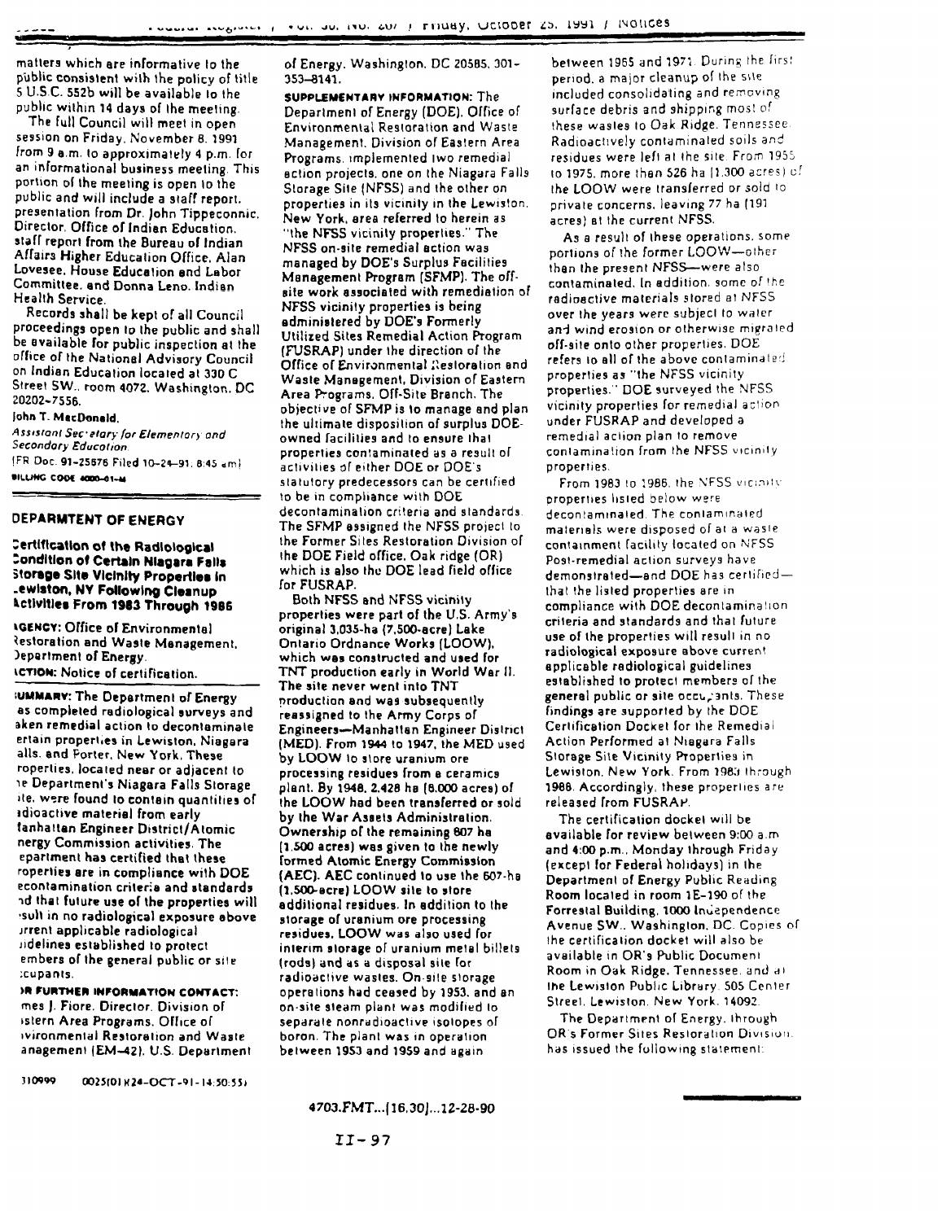matters which are informative to the public consistent with the policy of title 5 U.S.C. 552b will be available to the public within 14 days of the meeting.

The full Council will meet in open session on Friday, November 8, 1991 from 9 a.m. to approximately 4 p.m. for an informational business meeting. This portion of the meeting is open to the public and will include a staff report, presentation from Dr. John Tippeconnic, Director, Office of Indian Education, staff report from the Bureau of Indian Affairs Higher Education Office, Alan Lovesee, House Education and Labor Committee, and Donna Leno, Indian Health Service.

Records shall be kept of all Council proceedings open to the public and shall be available for public inspection at the office of the National Advisory Council on Indian Education located at 330 C Street SW., room 4072, Washington, DC 20202-7556.

**John T. MacDonald,**

*Assistant Secretary for Elementary and Secondary Education.*

[FR Doc. 91-25576 Filed 10-24-91; 8:45 am]

BILLING CODE 4000-01-M

## DEPARMTENT OF ENERGY

### Certification of the Radiological Condition of Certain Niagara Falls Storage Site Vicinity Properties in Lewiston, NY Following Cleanup Activities From 1983 Through 1986

**AGENCY:** Office of Environmental Restoration and Waste Management, Department of Energy.

**ACTION:** Notice of certification.

**SUMMARY:** The Department of Energy has completed radiological surveys and taken remedial action to decontaminate certain properties in Lewiston, Niagara Falls, and Porter, New York. These properties, located near or adjacent to the Department's Niagara Falls Storage Site, were found to contain quantities of radioactive material from early Manhattan Engineer District/Atomic Energy Commission activities. The Department has certified that these properties are in compliance with DOE decontamination criteria and standards and that future use of the properties will result in no radiological exposure above current applicable radiological guidelines established to protect members of the general public or site occupants.

**FOR FURTHER INFORMATION CONTACT:** James J. Fiore, Director, Division of Eastern Area Programs, Office of Environmental Restoration and Waste Management (EM-42), U.S. Department of Energy, Washington, DC 20585, 301-353-8141.

**SUPPLEMENTARY INFORMATION:** The Department of Energy (DOE), Office of Environmental Restoration and Waste Management, Division of Eastern Area Programs, implemented two remedial action projects, one on the Niagara Falls Storage Site (NFSS) and the other on properties in its vicinity in the Lewiston, New York, area referred to herein as "the NFSS vicinity properties." The NFSS on-site remedial action was managed by DOE's Surplus Facilities Management Program (SFMP). The off-site work associated with remediation of NFSS vicinity properties is being administered by DOE's Formerly Utilized Sites Remedial Action Program (FUSRAP) under the direction of the Office of Environmental Restoration and Waste Management, Division of Eastern Area Programs, Off-Site Branch. The objective of SFMP is to manage and plan the ultimate disposition of surplus DOE-owned facilities and to ensure that properties contaminated as a result of activities of either DOE or DOE's statutory predecessors can be certified to be in compliance with DOE decontamination criteria and standards. The SFMP assigned the NFSS project to the Former Sites Restoration Division of the DOE Field office, Oak ridge (OR) which is also the DOE lead field office for FUSRAP.

Both NFSS and NFSS vicinity properties were part of the U.S. Army's original 3,035-ha (7,500-acre) Lake Ontario Ordnance Works (LOOW), which was constructed and used for TNT production early in World War II. The site never went into TNT production and was subsequently reassigned to the Army Corps of Engineers—Manhattan Engineer District (MED). From 1944 to 1947, the MED used by LOOW to store uranium ore processing residues from a ceramics plant. By 1948, 2,428 ha (6,000 acres) of the LOOW had been transferred or sold by the War Assets Administration. Ownership of the remaining 607 ha (1,500 acres) was given to the newly formed Atomic Energy Commission (AEC). AEC continued to use the 607-ha (1,500-acre) LOOW site to store additional residues. In addition to the storage of uranium ore processing residues, LOOW was also used for interim storage of uranium metal billets (rods) and as a disposal site for radioactive wastes. On-site storage operations had ceased by 1953, and an on-site steam plant was modified to separate nonradioactive isotopes of boron. The plant was in operation between 1953 and 1959 and again between 1965 and 1971. During the first period, a major cleanup of the site included consolidating and removing surface debris and shipping most of these wastes to Oak Ridge, Tennessee. Radioactively contaminated soils and residues were left at the site. From 1955 to 1975, more than 526 ha (1,300 acres) of the LOOW were transferred or sold to private concerns, leaving 77 ha (191 acres) at the current NFSS.

As a result of these operations, some portions of the former LOOW—other than the present NFSS—were also contaminated. In addition, some of the radioactive materials stored at NFSS over the years were subject to water and wind erosion or otherwise migrated off-site onto other properties. DOE refers to all of the above contaminated properties as "the NFSS vicinity properties." DOE surveyed the NFSS vicinity properties for remedial action under FUSRAP and developed a remedial action plan to remove contamination from the NFSS vicinity properties.

From 1983 to 1986, the NFSS vicinity properties listed below were decontaminated. The contaminated materials were disposed of at a waste containment facility located on NFSS. Post-remedial action surveys have demonstrated—and DOE has certified—that the listed properties are in compliance with DOE decontamination criteria and standards and that future use of the properties will result in no radiological exposure above current applicable radiological guidelines established to protect members of the general public or site occupants. These findings are supported by the DOE Certification Docket for the Remedial Action Performed at Niagara Falls Storage Site Vicinity Properties in Lewiston, New York, From 1983 through 1986. Accordingly, these properties are released from FUSRAP.

The certification docket will be available for review between 9:00 a.m. and 4:00 p.m., Monday through Friday (except for Federal holidays) in the Department of Energy Public Reading Room located in room 1E-190 of the Forrestal Building, 1000 Independence Avenue SW., Washington, DC. Copies of the certification docket will also be available in OR's Public Document Room in Oak Ridge, Tennessee, and at the Lewiston Public Library, 505 Center Street, Lewiston, New York, 14092.

The Department of Energy, through OR's Former Sites Restoration Division, has issued the following statement: